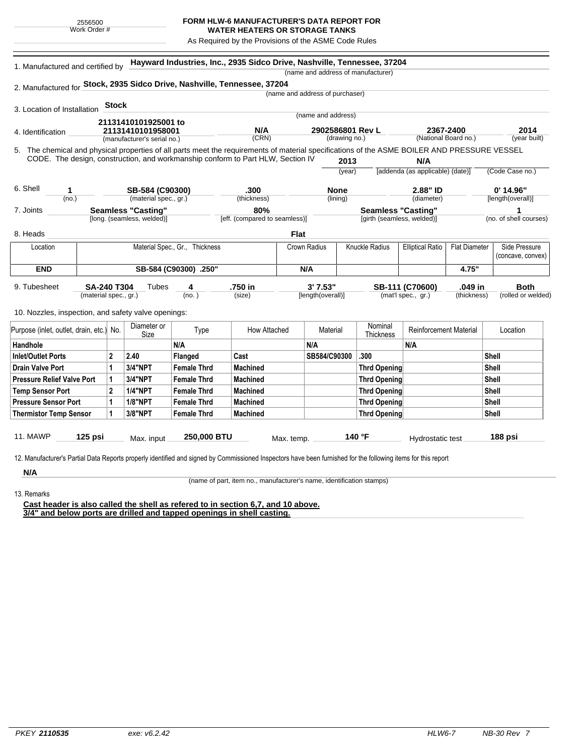2556500
Work Order #

**FORM HLW-6 MANUFACTURER'S DATA REPORT FOR WATER HEATERS OR STORAGE TANKS**

As Required by the Provisions of the ASME Code Rules

1. Manufactured and certified by **Hayward Industries, Inc., 2935 Sidco Drive, Nashville, Tennessee, 37204**
(name and address of manufacturer)

2. Manufactured for **Stock, 2935 Sidco Drive, Nashville, Tennessee, 37204**
(name and address of purchaser)

3. Location of Installation **Stock**
(name and address)

4. Identification **21131410101925001 to 21131410101958001** (manufacturer's serial no.) **N/A** (CRN) **2902586801 Rev L** (drawing no.) **2367-2400** (National Board no.) **2014** (year built)

5. The chemical and physical properties of all parts meet the requirements of material specifications of the ASME BOILER AND PRESSURE VESSEL CODE. The design, construction, and workmanship conform to Part HLW, Section IV **2013** (year) **N/A** [addenda (as applicable) (date)] (Code Case no.)

6. Shell **1** (no.) **SB-584 (C90300)** (material spec., gr.) **.300** (thickness) **None** (lining) **2.88" ID** (diameter) **0' 14.96"** [length(overall)]

7. Joints **Seamless "Casting"** [long. (seamless, welded)] **80%** [eff. (compared to seamless)] **Seamless "Casting"** [girth (seamless, welded)] **1** (no. of shell courses)

8. Heads **Flat**

| Location | Material Spec., Gr., Thickness | Crown Radius | Knuckle Radius | Elliptical Ratio | Flat Diameter | Side Pressure (concave, convex) |
|---|---|---|---|---|---|---|
| **END** | **SB-584 (C90300) .250"** | **N/A** | | | **4.75"** | |

9. Tubesheet **SA-240 T304** (material spec., gr.) Tubes **4** (no.) **.750 in** (size) **3' 7.53"** [length(overall)] **SB-111 (C70600)** (mat'l spec., gr.) **.049 in** (thickness) **Both** (rolled or welded)

10. Nozzles, inspection, and safety valve openings:

| Purpose (inlet, outlet, drain, etc.) | No. | Diameter or Size | Type | How Attached | Material | Nominal Thickness | Reinforcement Material | Location |
|---|---|---|---|---|---|---|---|---|
| **Handhole** | | | **N/A** | | **N/A** | | **N/A** | |
| **Inlet/Outlet Ports** | **2** | **2.40** | **Flanged** | **Cast** | **SB584/C90300** | **.300** | | **Shell** |
| **Drain Valve Port** | **1** | **3/4"NPT** | **Female Thrd** | **Machined** | | **Thrd Opening** | | **Shell** |
| **Pressure Relief Valve Port** | **1** | **3/4"NPT** | **Female Thrd** | **Machined** | | **Thrd Opening** | | **Shell** |
| **Temp Sensor Port** | **2** | **1/4"NPT** | **Female Thrd** | **Machined** | | **Thrd Opening** | | **Shell** |
| **Pressure Sensor Port** | **1** | **1/8"NPT** | **Female Thrd** | **Machined** | | **Thrd Opening** | | **Shell** |
| **Thermistor Temp Sensor** | **1** | **3/8"NPT** | **Female Thrd** | **Machined** | | **Thrd Opening** | | **Shell** |

11. MAWP **125 psi** Max. input **250,000 BTU** Max. temp. **140 °F** Hydrostatic test **188 psi**

12. Manufacturer's Partial Data Reports properly identified and signed by Commissioned Inspectors have been furnished for the following items for this report

**N/A**
(name of part, item no., manufacturer's name, identification stamps)

13. Remarks

**Cast header is also called the shell as refered to in section 6,7, and 10 above.**
**3/4" and below ports are drilled and tapped openings in shell casting.**

*PKEY* ***2110535*** *exe: v6.2.42* *HLW6-7* *NB-30 Rev 7*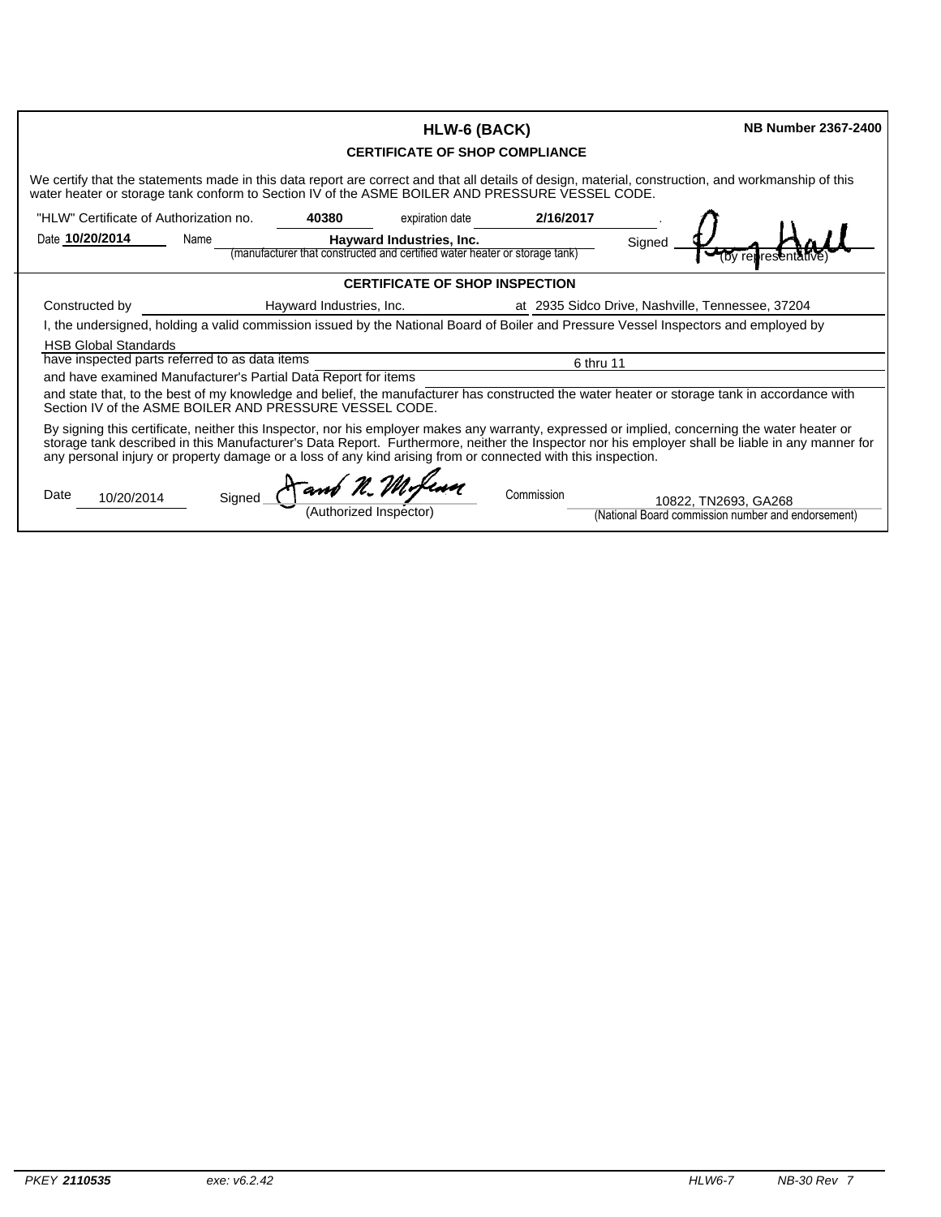# HLW-6 (BACK)

**NB Number 2367-2400**

## CERTIFICATE OF SHOP COMPLIANCE

We certify that the statements made in this data report are correct and that all details of design, material, construction, and workmanship of this water heater or storage tank conform to Section IV of the ASME BOILER AND PRESSURE VESSEL CODE.

"HLW" Certificate of Authorization no. **40380** expiration date **2/16/2017** .

Date **10/20/2014** Name **Hayward Industries, Inc.** Signed (signature)
(manufacturer that constructed and certified water heater or storage tank) (by representative)

## CERTIFICATE OF SHOP INSPECTION

Constructed by Hayward Industries, Inc. at 2935 Sidco Drive, Nashville, Tennessee, 37204

I, the undersigned, holding a valid commission issued by the National Board of Boiler and Pressure Vessel Inspectors and employed by HSB Global Standards

have inspected parts referred to as data items 6 thru 11

and have examined Manufacturer's Partial Data Report for items

and state that, to the best of my knowledge and belief, the manufacturer has constructed the water heater or storage tank in accordance with Section IV of the ASME BOILER AND PRESSURE VESSEL CODE.

By signing this certificate, neither this Inspector, nor his employer makes any warranty, expressed or implied, concerning the water heater or storage tank described in this Manufacturer's Data Report. Furthermore, neither the Inspector nor his employer shall be liable in any manner for any personal injury or property damage or a loss of any kind arising from or connected with this inspection.

Date 10/20/2014 Signed (signature) Commission 10822, TN2693, GA268
(Authorized Inspector) (National Board commission number and endorsement)

PKEY **2110535** exe: v6.2.42 HLW6-7 NB-30 Rev 7